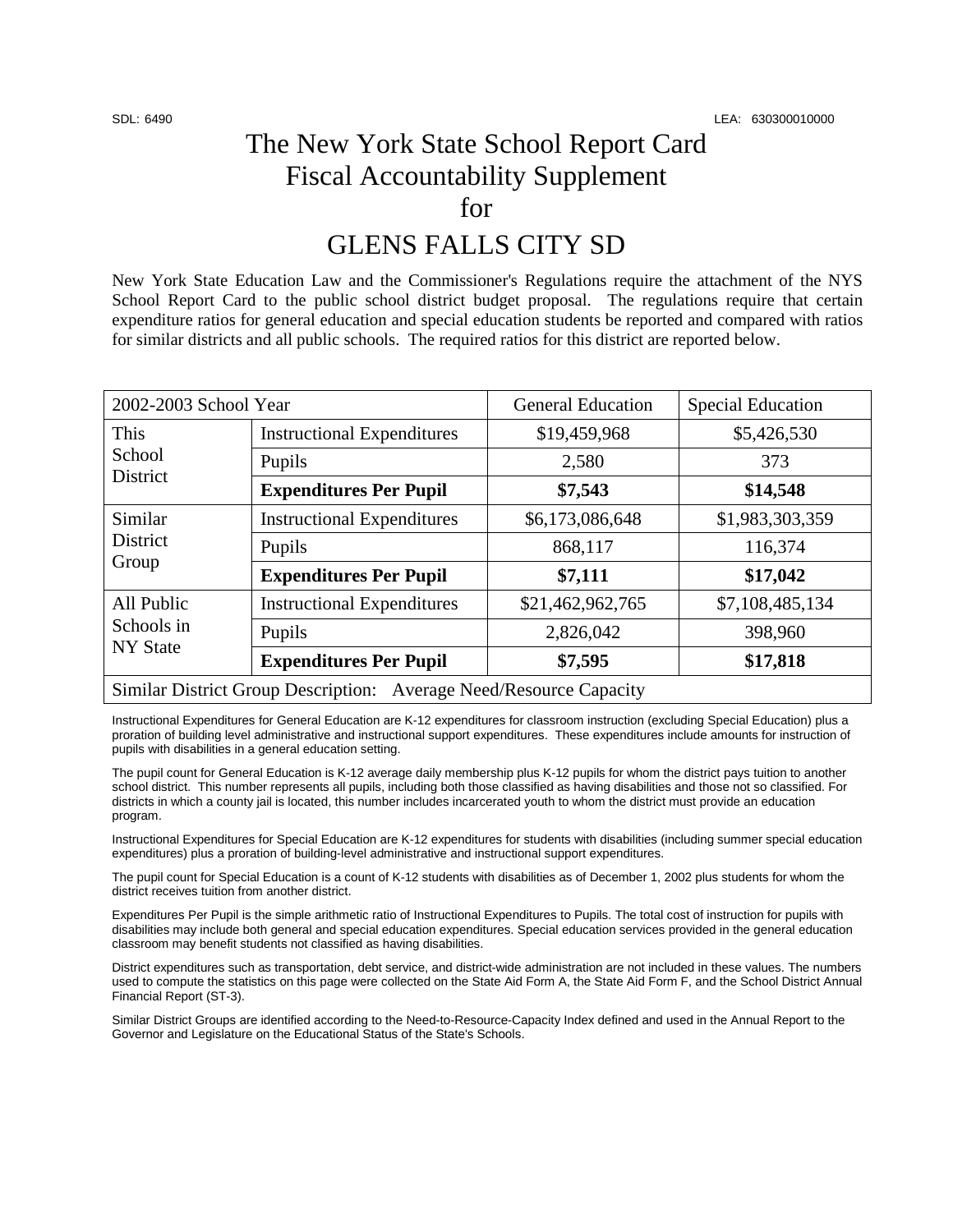SDL: 6490 LEA: 630300010000

# The New York State School Report Card Fiscal Accountability Supplement for

# GLENS FALLS CITY SD

New York State Education Law and the Commissioner's Regulations require the attachment of the NYS School Report Card to the public school district budget proposal. The regulations require that certain expenditure ratios for general education and special education students be reported and compared with ratios for similar districts and all public schools. The required ratios for this district are reported below.

| 2002-2003 School Year | | General Education | Special Education |
|---|---|---|---|
| This School District | Instructional Expenditures | $19,459,968 | $5,426,530 |
| | Pupils | 2,580 | 373 |
| | **Expenditures Per Pupil** | **$7,543** | **$14,548** |
| Similar District Group | Instructional Expenditures | $6,173,086,648 | $1,983,303,359 |
| | Pupils | 868,117 | 116,374 |
| | **Expenditures Per Pupil** | **$7,111** | **$17,042** |
| All Public Schools in NY State | Instructional Expenditures | $21,462,962,765 | $7,108,485,134 |
| | Pupils | 2,826,042 | 398,960 |
| | **Expenditures Per Pupil** | **$7,595** | **$17,818** |
| Similar District Group Description: Average Need/Resource Capacity | | | |

Instructional Expenditures for General Education are K-12 expenditures for classroom instruction (excluding Special Education) plus a proration of building level administrative and instructional support expenditures. These expenditures include amounts for instruction of pupils with disabilities in a general education setting.

The pupil count for General Education is K-12 average daily membership plus K-12 pupils for whom the district pays tuition to another school district. This number represents all pupils, including both those classified as having disabilities and those not so classified. For districts in which a county jail is located, this number includes incarcerated youth to whom the district must provide an education program.

Instructional Expenditures for Special Education are K-12 expenditures for students with disabilities (including summer special education expenditures) plus a proration of building-level administrative and instructional support expenditures.

The pupil count for Special Education is a count of K-12 students with disabilities as of December 1, 2002 plus students for whom the district receives tuition from another district.

Expenditures Per Pupil is the simple arithmetic ratio of Instructional Expenditures to Pupils. The total cost of instruction for pupils with disabilities may include both general and special education expenditures. Special education services provided in the general education classroom may benefit students not classified as having disabilities.

District expenditures such as transportation, debt service, and district-wide administration are not included in these values. The numbers used to compute the statistics on this page were collected on the State Aid Form A, the State Aid Form F, and the School District Annual Financial Report (ST-3).

Similar District Groups are identified according to the Need-to-Resource-Capacity Index defined and used in the Annual Report to the Governor and Legislature on the Educational Status of the State's Schools.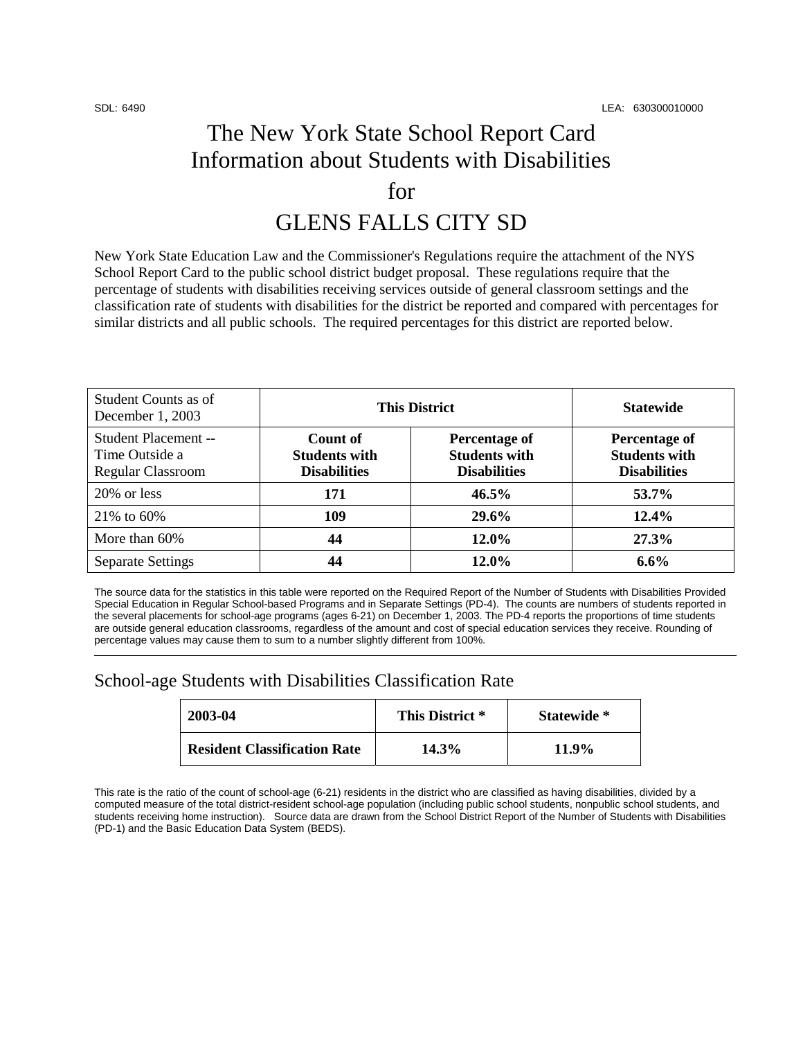SDL: 6490 LEA: 630300010000

# The New York State School Report Card
# Information about Students with Disabilities
# for
# GLENS FALLS CITY SD

New York State Education Law and the Commissioner's Regulations require the attachment of the NYS School Report Card to the public school district budget proposal. These regulations require that the percentage of students with disabilities receiving services outside of general classroom settings and the classification rate of students with disabilities for the district be reported and compared with percentages for similar districts and all public schools. The required percentages for this district are reported below.

| Student Counts as of December 1, 2003 | **This District** | | **Statewide** |
|---|---|---|---|
| Student Placement -- Time Outside a Regular Classroom | **Count of Students with Disabilities** | **Percentage of Students with Disabilities** | **Percentage of Students with Disabilities** |
| 20% or less | **171** | **46.5%** | **53.7%** |
| 21% to 60% | **109** | **29.6%** | **12.4%** |
| More than 60% | **44** | **12.0%** | **27.3%** |
| Separate Settings | **44** | **12.0%** | **6.6%** |

The source data for the statistics in this table were reported on the Required Report of the Number of Students with Disabilities Provided Special Education in Regular School-based Programs and in Separate Settings (PD-4). The counts are numbers of students reported in the several placements for school-age programs (ages 6-21) on December 1, 2003. The PD-4 reports the proportions of time students are outside general education classrooms, regardless of the amount and cost of special education services they receive. Rounding of percentage values may cause them to sum to a number slightly different from 100%.

## School-age Students with Disabilities Classification Rate

| **2003-04** | **This District *** | **Statewide *** |
|---|---|---|
| **Resident Classification Rate** | **14.3%** | **11.9%** |

This rate is the ratio of the count of school-age (6-21) residents in the district who are classified as having disabilities, divided by a computed measure of the total district-resident school-age population (including public school students, nonpublic school students, and students receiving home instruction). Source data are drawn from the School District Report of the Number of Students with Disabilities (PD-1) and the Basic Education Data System (BEDS).